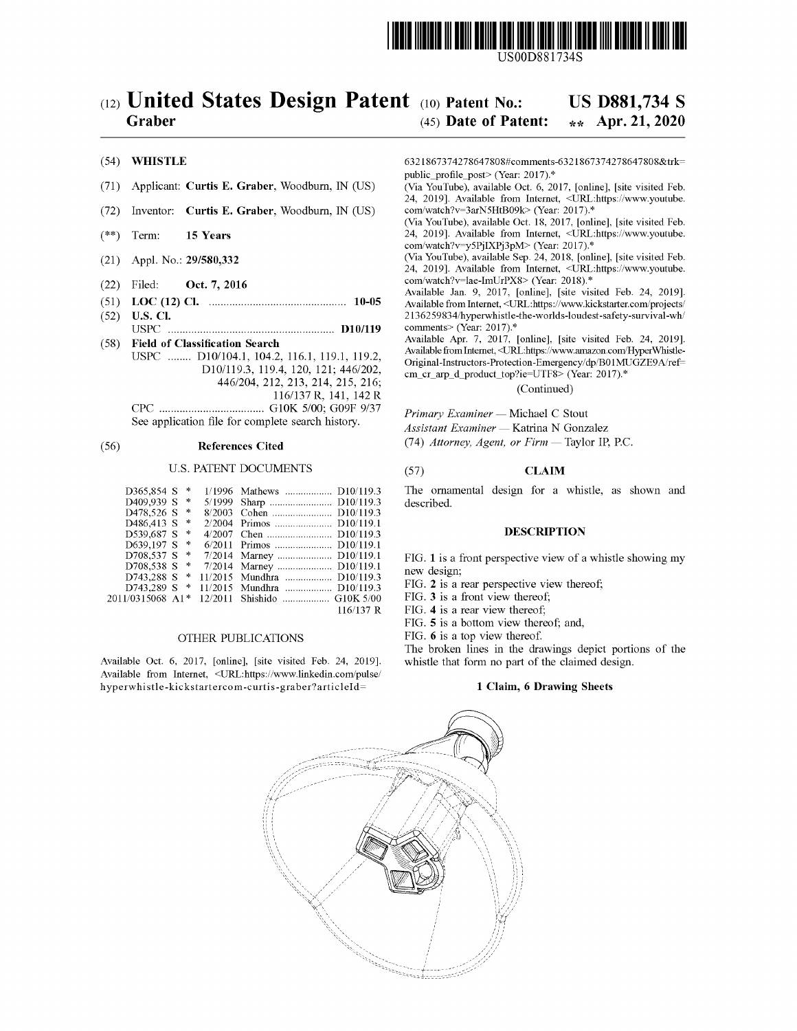US00D881734S

# (12) United States Design Patent

**Graber**

(10) **Patent No.:** **US D881,734 S**

(45) **Date of Patent:** ** **Apr. 21, 2020**

(54) **WHISTLE**

(71) Applicant: **Curtis E. Graber**, Woodburn, IN (US)

(72) Inventor: **Curtis E. Graber**, Woodburn, IN (US)

(**) Term: **15 Years**

(21) Appl. No.: **29/580,332**

(22) Filed: **Oct. 7, 2016**

(51) **LOC (12) Cl.** .............................................. **10-05**

(52) **U.S. Cl.**
USPC ........................................................ **D10/119**

(58) **Field of Classification Search**
USPC ........ D10/104.1, 104.2, 116.1, 119.1, 119.2, D10/119.3, 119.4, 120, 121; 446/202, 446/204, 212, 213, 214, 215, 216; 116/137 R, 141, 142 R
CPC .................................... G10K 5/00; G09F 9/37
See application file for complete search history.

(56) **References Cited**

U.S. PATENT DOCUMENTS

| | | | | |
|---|---|---|---|---|
| D365,854 S * | 1/1996 | Mathews | D10/119.3 |
| D409,939 S * | 5/1999 | Sharp | D10/119.3 |
| D478,526 S * | 8/2003 | Cohen | D10/119.3 |
| D486,413 S * | 2/2004 | Primos | D10/119.1 |
| D539,687 S * | 4/2007 | Chen | D10/119.3 |
| D639,197 S * | 6/2011 | Primos | D10/119.1 |
| D708,537 S * | 7/2014 | Marney | D10/119.1 |
| D708,538 S * | 7/2014 | Marney | D10/119.1 |
| D743,288 S * | 11/2015 | Mundhra | D10/119.3 |
| D743,289 S * | 11/2015 | Mundhra | D10/119.3 |
| 2011/0315068 A1* | 12/2011 | Shishido | G10K 5/00 116/137 R |

OTHER PUBLICATIONS

Available Oct. 6, 2017, [online], [site visited Feb. 24, 2019]. Available from Internet, <URL:https://www.linkedin.com/pulse/hyperwhistle-kickstartercom-curtis-graber?articleId=6321867374278647808#comments-6321867374278647808&trk=public_profile_post> (Year: 2017).*

(Via YouTube), available Oct. 6, 2017, [online], [site visited Feb. 24, 2019]. Available from Internet, <URL:https://www.youtube.com/watch?v=3arN5HtB09k> (Year: 2017).*

(Via YouTube), available Oct. 18, 2017, [online], [site visited Feb. 24, 2019]. Available from Internet, <URL:https://www.youtube.com/watch?v=y5PjIXPj3pM> (Year: 2017).*

(Via YouTube), available Sep. 24, 2018, [online], [site visited Feb. 24, 2019]. Available from Internet, <URL:https://www.youtube.com/watch?v=lae-ImUrPX8> (Year: 2018).*

Available Jan. 9, 2017, [online], [site visited Feb. 24, 2019]. Available from Internet, <URL:https://www.kickstarter.com/projects/2136259834/hyperwhistle-the-worlds-loudest-safety-survival-wh/comments> (Year: 2017).*

Available Apr. 7, 2017, [online], [site visited Feb. 24, 2019]. Available from Internet, <URL:https://www.amazon.com/HyperWhistle-Original-Instructors-Protection-Emergency/dp/B01MUGZE9A/ref=cm_cr_arp_d_product_top?ie=UTF8> (Year: 2017).*

(Continued)

*Primary Examiner* — Michael C Stout
*Assistant Examiner* — Katrina N Gonzalez
(74) *Attorney, Agent, or Firm* — Taylor IP, P.C.

(57) **CLAIM**

The ornamental design for a whistle, as shown and described.

**DESCRIPTION**

FIG. **1** is a front perspective view of a whistle showing my new design;

FIG. **2** is a rear perspective view thereof;

FIG. **3** is a front view thereof;

FIG. **4** is a rear view thereof;

FIG. **5** is a bottom view thereof; and,

FIG. **6** is a top view thereof.

The broken lines in the drawings depict portions of the whistle that form no part of the claimed design.

**1 Claim, 6 Drawing Sheets**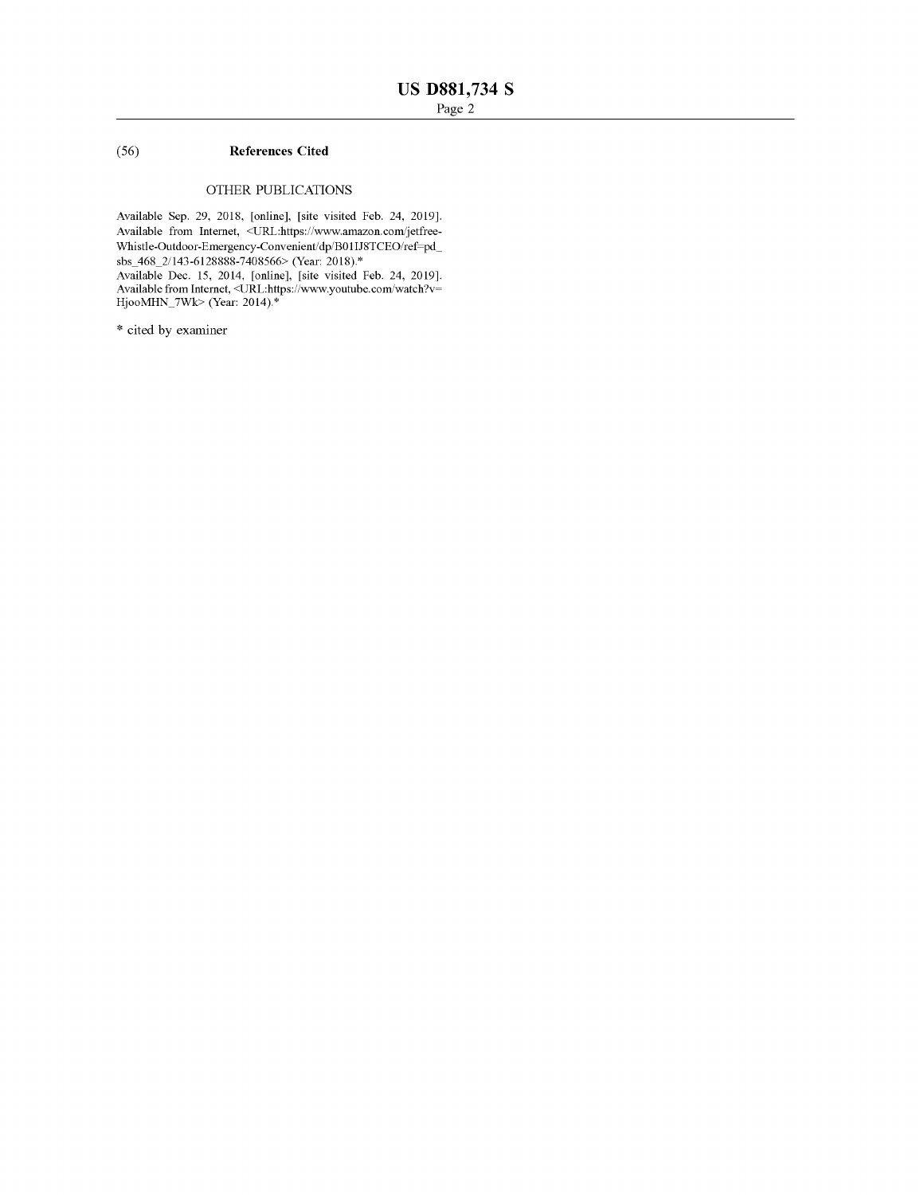(56) **References Cited**

OTHER PUBLICATIONS

Available Sep. 29, 2018, [online], [site visited Feb. 24, 2019]. Available from Internet, <URL:https://www.amazon.com/jetfree-Whistle-Outdoor-Emergency-Convenient/dp/B01IJ8TCEO/ref=pd_sbs_468_2/143-6128888-7408566> (Year: 2018).*

Available Dec. 15, 2014, [online], [site visited Feb. 24, 2019]. Available from Internet, <URL:https://www.youtube.com/watch?v=HjooMHN_7Wk> (Year: 2014).*

* cited by examiner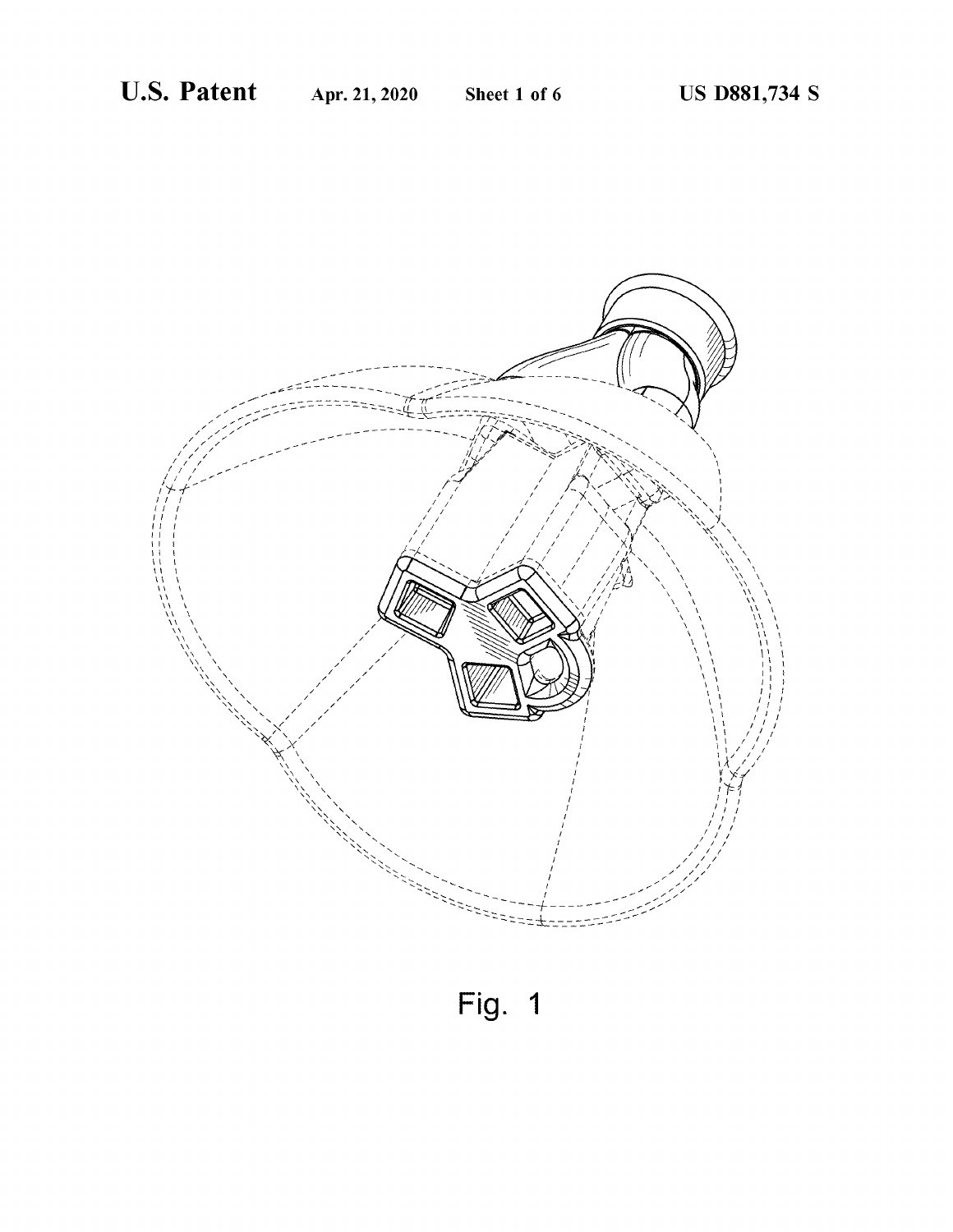Fig. 1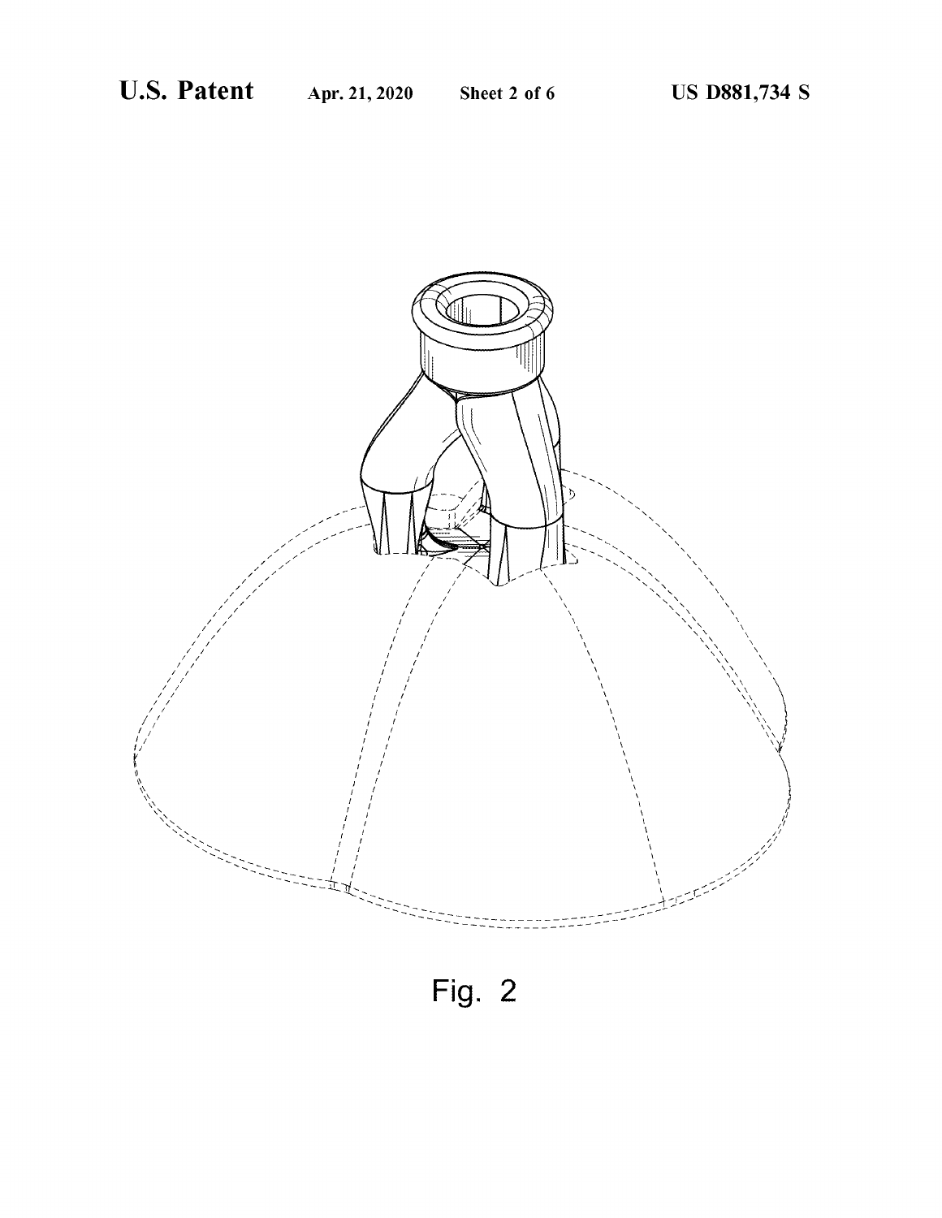Fig. 2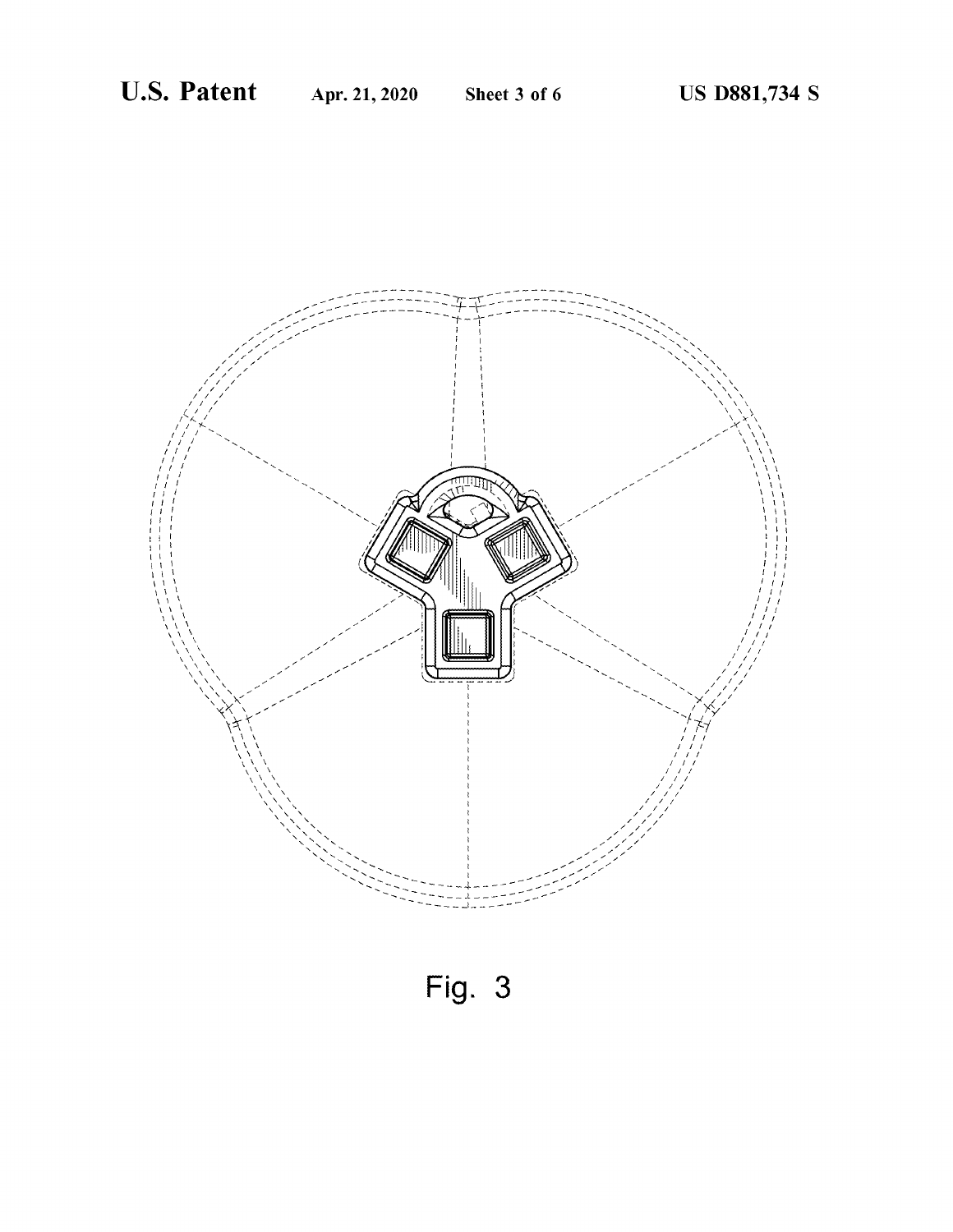Fig. 3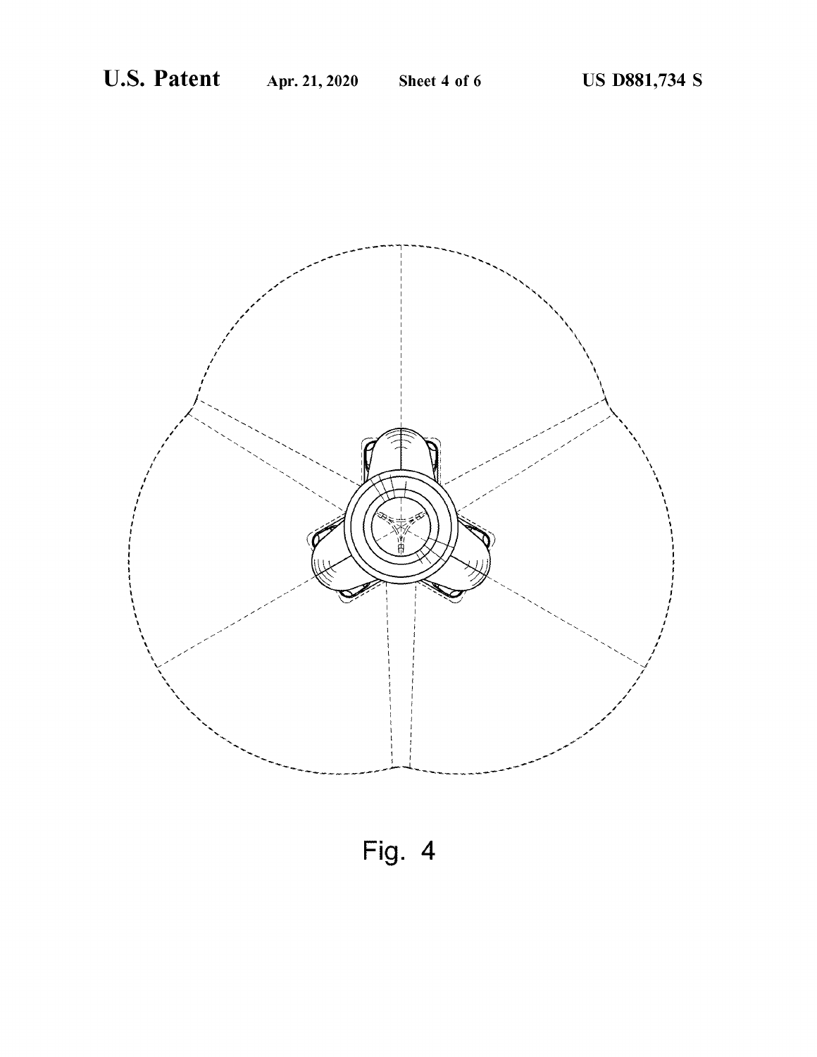Fig. 4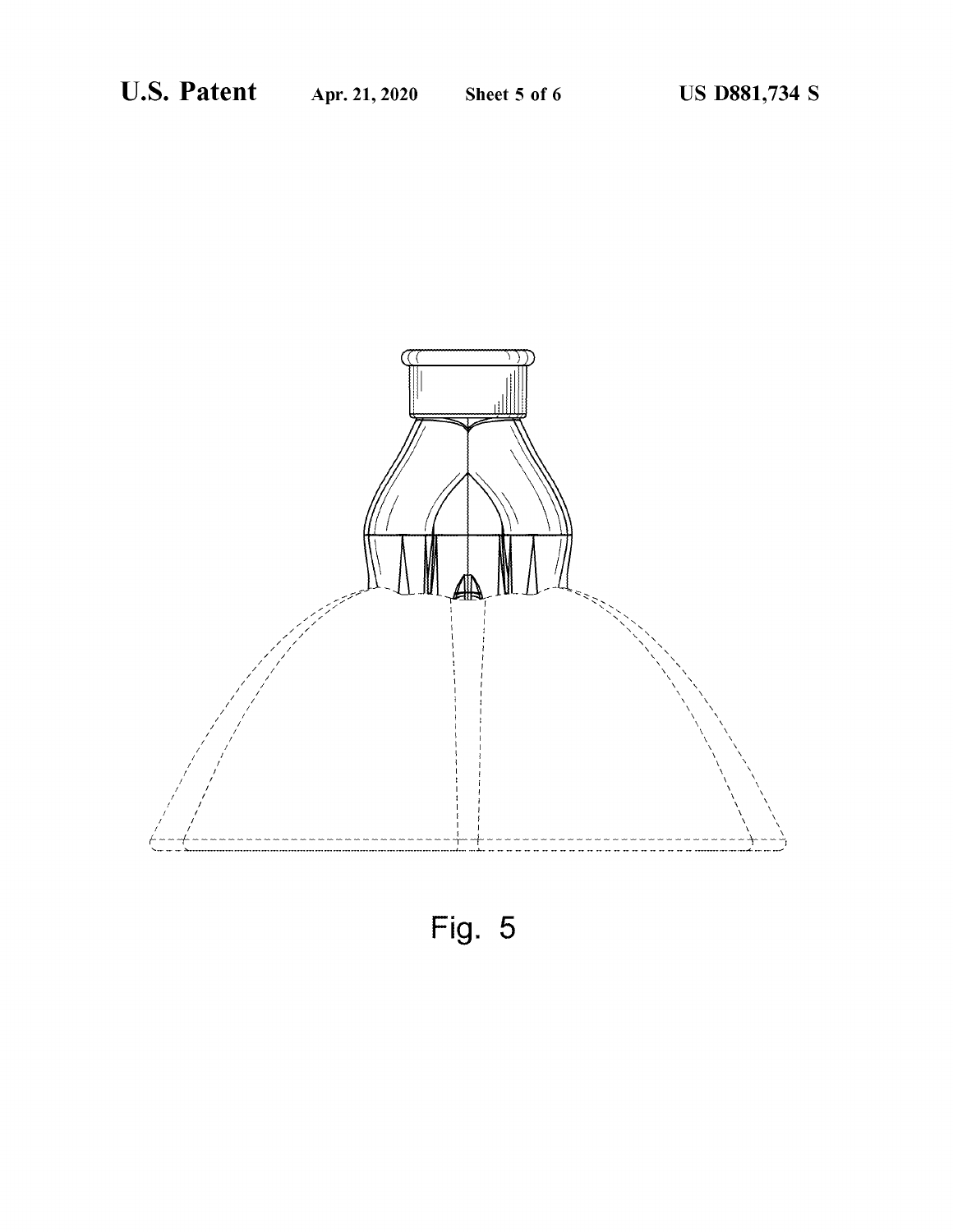Fig. 5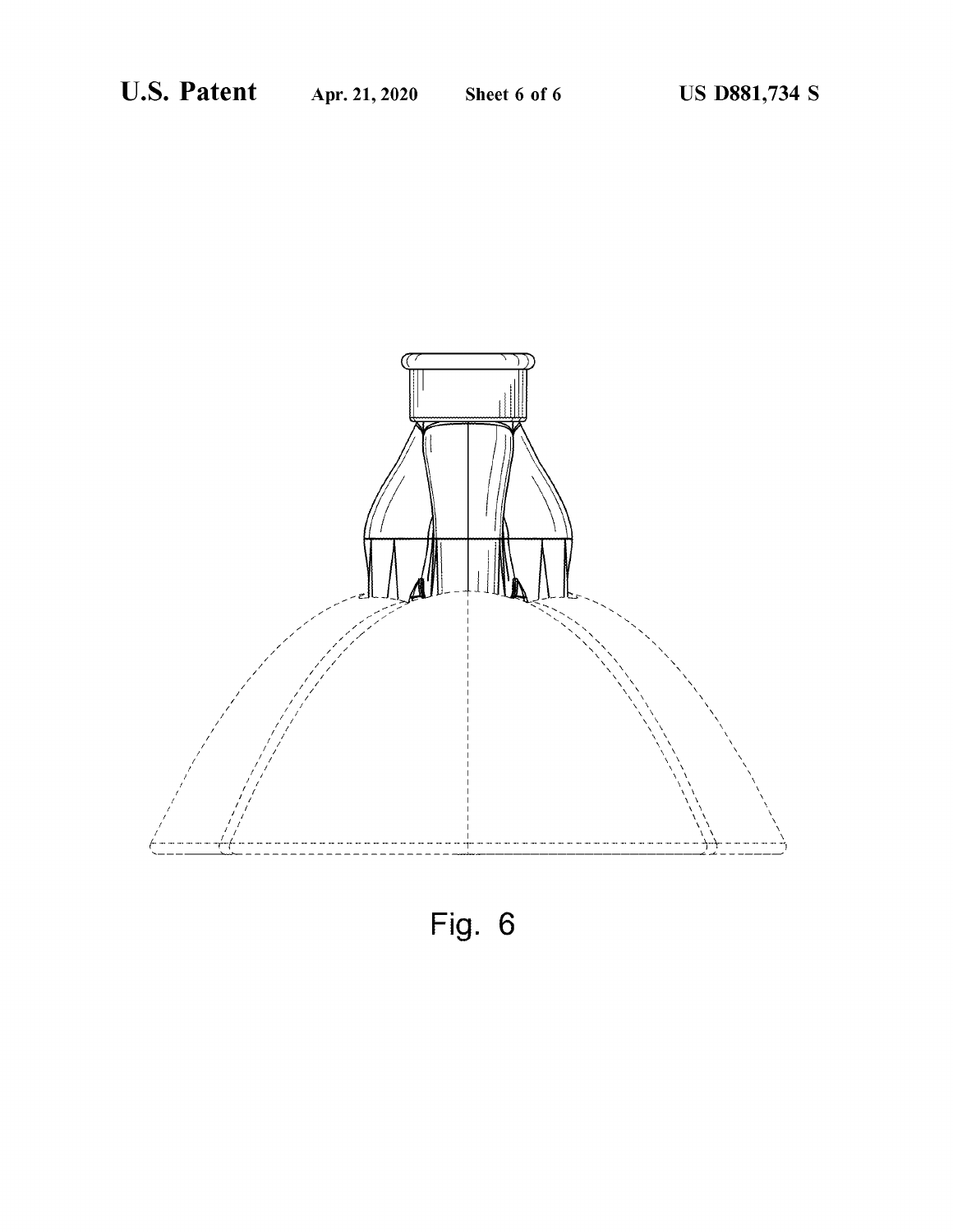Fig. 6